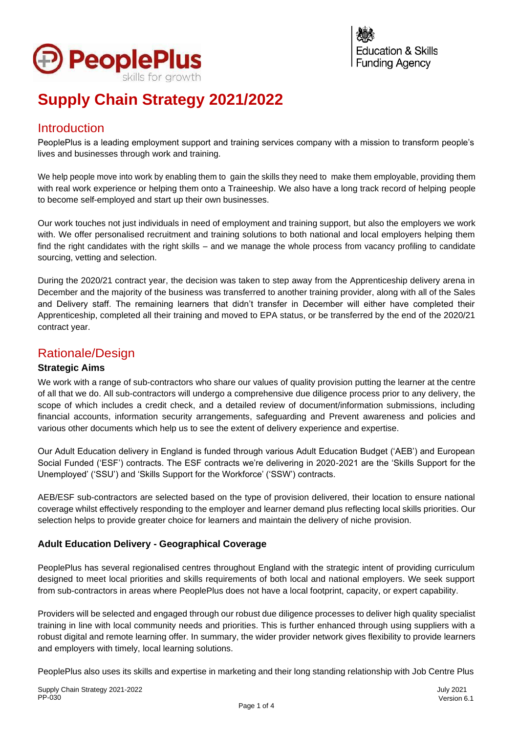# Supply Chain Strategy 2021/2022

## Introduction

PeoplePlus is a leading employment support and training services company with a mission to transform people's lives and businesses through work and training.

We help people move into work by enabling them to gain the skills they need to make them employable, providing them with real work experience or helping them onto a Traineeship. We also have a long track record of helping people to become self-employed and start up their own businesses.

Our work touches not just individuals in need of employment and training support, but also the employers we work with. We offer personalised recruitment and training solutions to both national and local employers helping them find the right candidates with the right skills – and we manage the whole process from vacancy profiling to candidate sourcing, vetting and selection.

During the 2020/21 contract year, the decision was taken to step away from the Apprenticeship delivery arena in December and the majority of the business was transferred to another training provider, along with all of the Sales and Delivery staff. The remaining learners that didn't transfer in December will either have completed their Apprenticeship, completed all their training and moved to EPA status, or be transferred by the end of the 2020/21 contract year.

## Rationale/Design

### Strategic Aims

We work with a range of sub-contractors who share our values of quality provision putting the learner at the centre of all that we do. All sub-contractors will undergo a comprehensive due diligence process prior to any delivery, the scope of which includes a credit check, and a detailed review of document/information submissions, including financial accounts, information security arrangements, safeguarding and Prevent awareness and policies and various other documents which help us to see the extent of delivery experience and expertise.

Our Adult Education delivery in England is funded through various Adult Education Budget ('AEB') and European Social Funded ('ESF') contracts. The ESF contracts we're delivering in 2020-2021 are the 'Skills Support for the Unemployed' ('SSU') and 'Skills Support for the Workforce' ('SSW') contracts.

AEB/ESF sub-contractors are selected based on the type of provision delivered, their location to ensure national coverage whilst effectively responding to the employer and learner demand plus reflecting local skills priorities. Our selection helps to provide greater choice for learners and maintain the delivery of niche provision.

### Adult Education Delivery - Geographical Coverage

PeoplePlus has several regionalised centres throughout England with the strategic intent of providing curriculum designed to meet local priorities and skills requirements of both local and national employers. We seek support from sub-contractors in areas where PeoplePlus does not have a local footprint, capacity, or expert capability.

Providers will be selected and engaged through our robust due diligence processes to deliver high quality specialist training in line with local community needs and priorities. This is further enhanced through using suppliers with a robust digital and remote learning offer. In summary, the wider provider network gives flexibility to provide learners and employers with timely, local learning solutions.

PeoplePlus also uses its skills and expertise in marketing and their long standing relationship with Job Centre Plus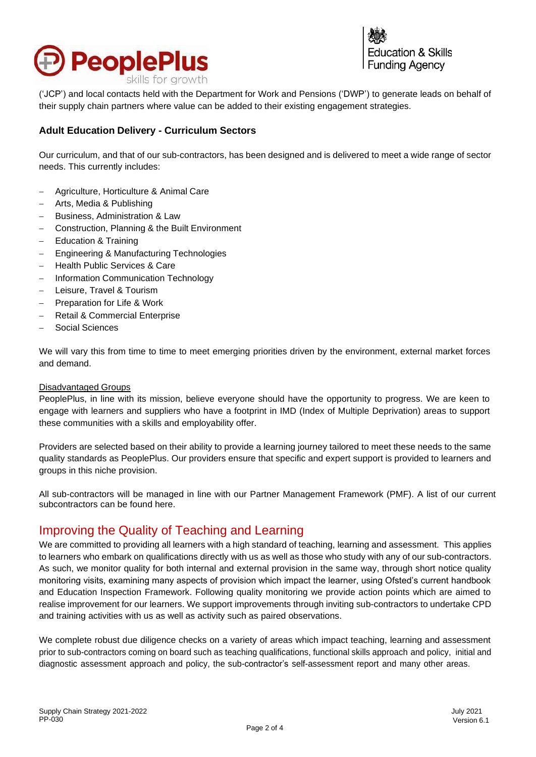('JCP') and local contacts held with the Department for Work and Pensions ('DWP') to generate leads on behalf of their supply chain partners where value can be added to their existing engagement strategies.

### Adult Education Delivery - Curriculum Sectors

Our curriculum, and that of our sub-contractors, has been designed and is delivered to meet a wide range of sector needs. This currently includes:

- Agriculture, Horticulture & Animal Care
- Arts, Media & Publishing
- Business, Administration & Law
- Construction, Planning & the Built Environment
- Education & Training
- Engineering & Manufacturing Technologies
- Health Public Services & Care
- Information Communication Technology
- Leisure, Travel & Tourism
- Preparation for Life & Work
- Retail & Commercial Enterprise
- Social Sciences

We will vary this from time to time to meet emerging priorities driven by the environment, external market forces and demand.

Disadvantaged Groups

PeoplePlus, in line with its mission, believe everyone should have the opportunity to progress. We are keen to engage with learners and suppliers who have a footprint in IMD (Index of Multiple Deprivation) areas to support these communities with a skills and employability offer.

Providers are selected based on their ability to provide a learning journey tailored to meet these needs to the same quality standards as PeoplePlus. Our providers ensure that specific and expert support is provided to learners and groups in this niche provision.

All sub-contractors will be managed in line with our Partner Management Framework (PMF). A list of our current subcontractors can be found here.

## Improving the Quality of Teaching and Learning

We are committed to providing all learners with a high standard of teaching, learning and assessment. This applies to learners who embark on qualifications directly with us as well as those who study with any of our sub-contractors. As such, we monitor quality for both internal and external provision in the same way, through short notice quality monitoring visits, examining many aspects of provision which impact the learner, using Ofsted's current handbook and Education Inspection Framework. Following quality monitoring we provide action points which are aimed to realise improvement for our learners. We support improvements through inviting sub-contractors to undertake CPD and training activities with us as well as activity such as paired observations.

We complete robust due diligence checks on a variety of areas which impact teaching, learning and assessment prior to sub-contractors coming on board such as teaching qualifications, functional skills approach and policy, initial and diagnostic assessment approach and policy, the sub-contractor's self-assessment report and many other areas.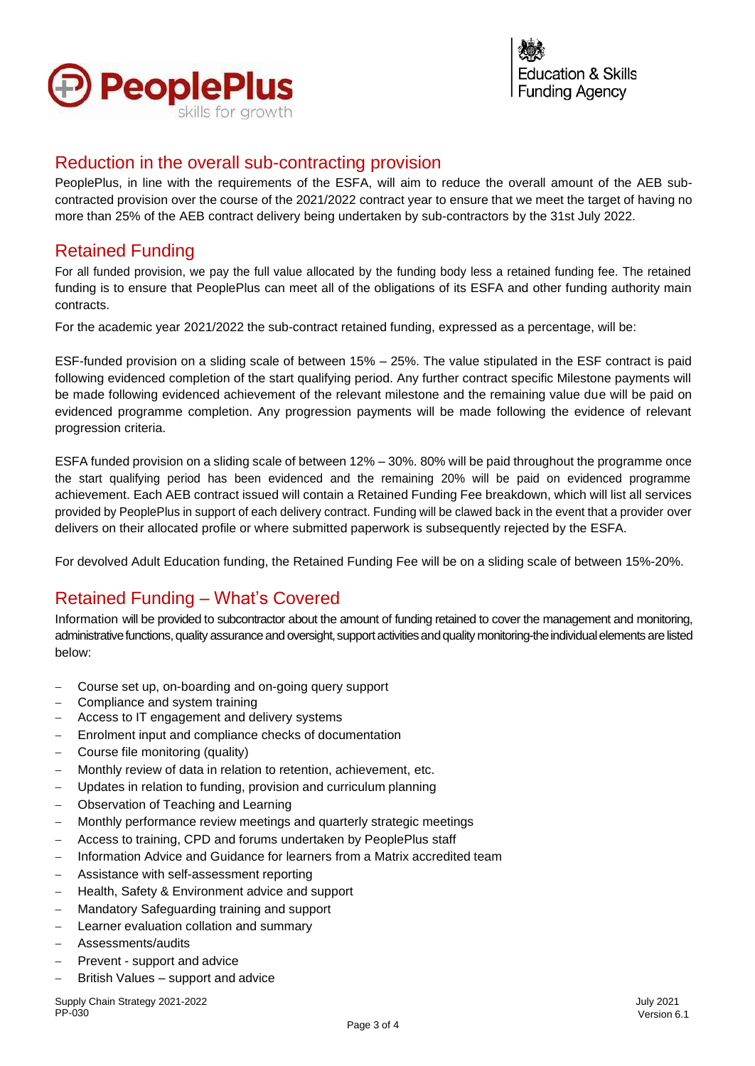## Reduction in the overall sub-contracting provision

PeoplePlus, in line with the requirements of the ESFA, will aim to reduce the overall amount of the AEB sub-contracted provision over the course of the 2021/2022 contract year to ensure that we meet the target of having no more than 25% of the AEB contract delivery being undertaken by sub-contractors by the 31st July 2022.

## Retained Funding

For all funded provision, we pay the full value allocated by the funding body less a retained funding fee. The retained funding is to ensure that PeoplePlus can meet all of the obligations of its ESFA and other funding authority main contracts.

For the academic year 2021/2022 the sub-contract retained funding, expressed as a percentage, will be:

ESF-funded provision on a sliding scale of between 15% – 25%. The value stipulated in the ESF contract is paid following evidenced completion of the start qualifying period. Any further contract specific Milestone payments will be made following evidenced achievement of the relevant milestone and the remaining value due will be paid on evidenced programme completion. Any progression payments will be made following the evidence of relevant progression criteria.

ESFA funded provision on a sliding scale of between 12% – 30%. 80% will be paid throughout the programme once the start qualifying period has been evidenced and the remaining 20% will be paid on evidenced programme achievement. Each AEB contract issued will contain a Retained Funding Fee breakdown, which will list all services provided by PeoplePlus in support of each delivery contract. Funding will be clawed back in the event that a provider over delivers on their allocated profile or where submitted paperwork is subsequently rejected by the ESFA.

For devolved Adult Education funding, the Retained Funding Fee will be on a sliding scale of between 15%-20%.

## Retained Funding – What's Covered

Information will be provided to subcontractor about the amount of funding retained to cover the management and monitoring, administrative functions, quality assurance and oversight, support activities and quality monitoring-the individual elements are listed below:

- Course set up, on-boarding and on-going query support
- Compliance and system training
- Access to IT engagement and delivery systems
- Enrolment input and compliance checks of documentation
- Course file monitoring (quality)
- Monthly review of data in relation to retention, achievement, etc.
- Updates in relation to funding, provision and curriculum planning
- Observation of Teaching and Learning
- Monthly performance review meetings and quarterly strategic meetings
- Access to training, CPD and forums undertaken by PeoplePlus staff
- Information Advice and Guidance for learners from a Matrix accredited team
- Assistance with self-assessment reporting
- Health, Safety & Environment advice and support
- Mandatory Safeguarding training and support
- Learner evaluation collation and summary
- Assessments/audits
- Prevent - support and advice
- British Values – support and advice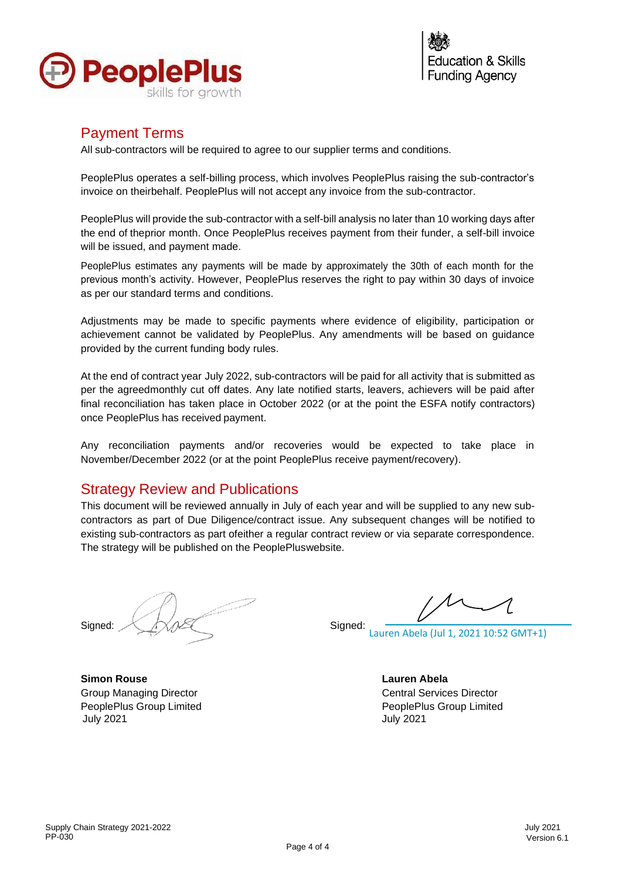## Payment Terms

All sub-contractors will be required to agree to our supplier terms and conditions.

PeoplePlus operates a self-billing process, which involves PeoplePlus raising the sub-contractor's invoice on theirbehalf. PeoplePlus will not accept any invoice from the sub-contractor.

PeoplePlus will provide the sub-contractor with a self-bill analysis no later than 10 working days after the end of theprior month. Once PeoplePlus receives payment from their funder, a self-bill invoice will be issued, and payment made.

PeoplePlus estimates any payments will be made by approximately the 30th of each month for the previous month's activity. However, PeoplePlus reserves the right to pay within 30 days of invoice as per our standard terms and conditions.

Adjustments may be made to specific payments where evidence of eligibility, participation or achievement cannot be validated by PeoplePlus. Any amendments will be based on guidance provided by the current funding body rules.

At the end of contract year July 2022, sub-contractors will be paid for all activity that is submitted as per the agreedmonthly cut off dates. Any late notified starts, leavers, achievers will be paid after final reconciliation has taken place in October 2022 (or at the point the ESFA notify contractors) once PeoplePlus has received payment.

Any reconciliation payments and/or recoveries would be expected to take place in November/December 2022 (or at the point PeoplePlus receive payment/recovery).

## Strategy Review and Publications

This document will be reviewed annually in July of each year and will be supplied to any new sub-contractors as part of Due Diligence/contract issue. Any subsequent changes will be notified to existing sub-contractors as part ofeither a regular contract review or via separate correspondence. The strategy will be published on the PeoplePluswebsite.

Signed:

**Simon Rouse**
Group Managing Director
PeoplePlus Group Limited
July 2021

Signed: Lauren Abela (Jul 1, 2021 10:52 GMT+1)

**Lauren Abela**
Central Services Director
PeoplePlus Group Limited
July 2021